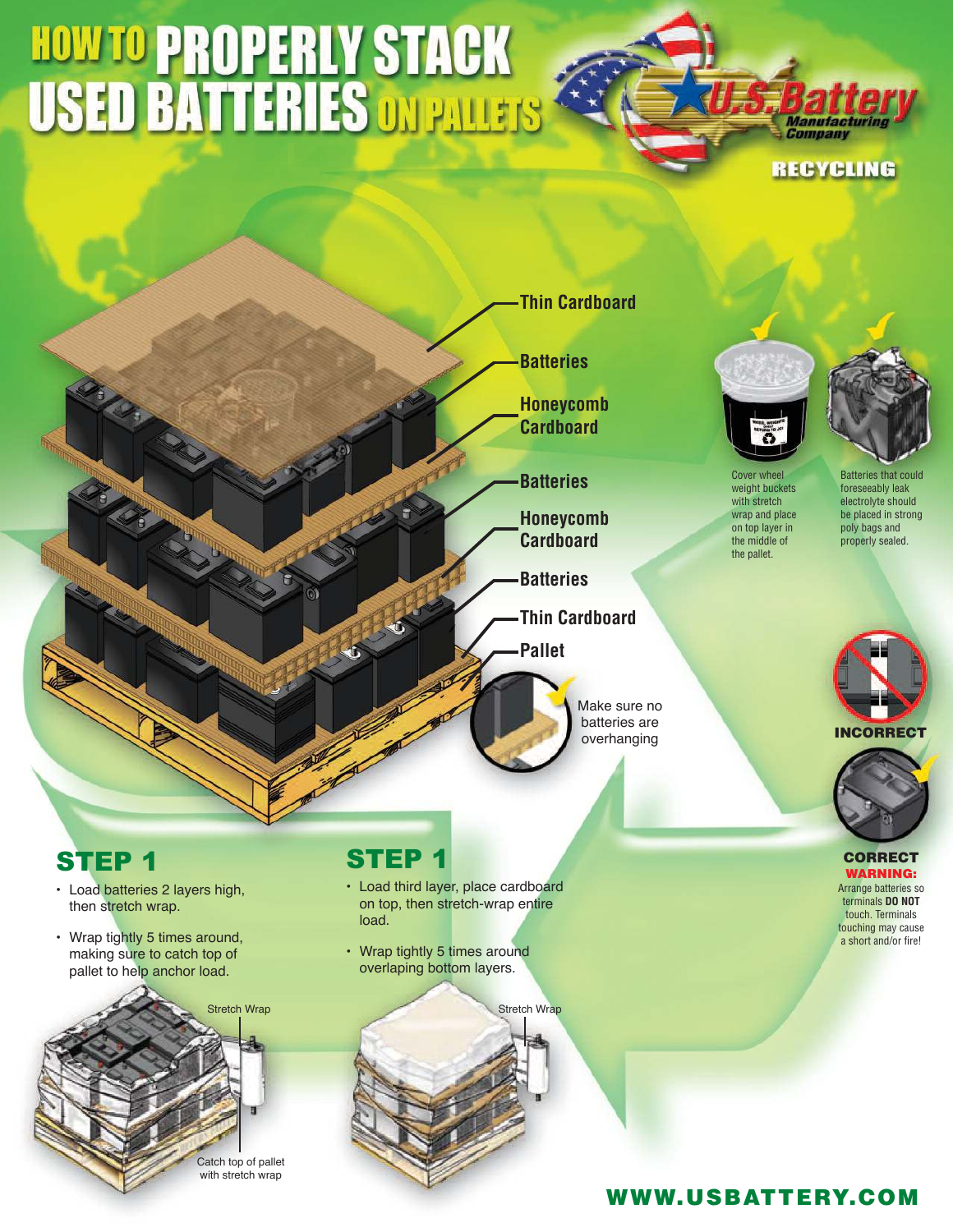# HOW TO PROPERLY STACK USED BATTERIES ON PALLETS

U.S. Battery Manufacturing Company

RECYCLING

Thin Cardboard

Batteries

Honeycomb Cardboard

Batteries

Honeycomb Cardboard

Batteries

Thin Cardboard

Pallet

Make sure no batteries are overhanging

Cover wheel weight buckets with stretch wrap and place on top layer in the middle of the pallet.

Batteries that could foreseeably leak electrolyte should be placed in strong poly bags and properly sealed.

INCORRECT

CORRECT

**WARNING:**
Arrange batteries so terminals **DO NOT** touch. Terminals touching may cause a short and/or fire!

## STEP 1

- Load batteries 2 layers high, then stretch wrap.
- Wrap tightly 5 times around, making sure to catch top of pallet to help anchor load.

Stretch Wrap

Catch top of pallet with stretch wrap

## STEP 1

- Load third layer, place cardboard on top, then stretch-wrap entire load.
- Wrap tightly 5 times around overlaping bottom layers.

Stretch Wrap

**WWW.USBATTERY.COM**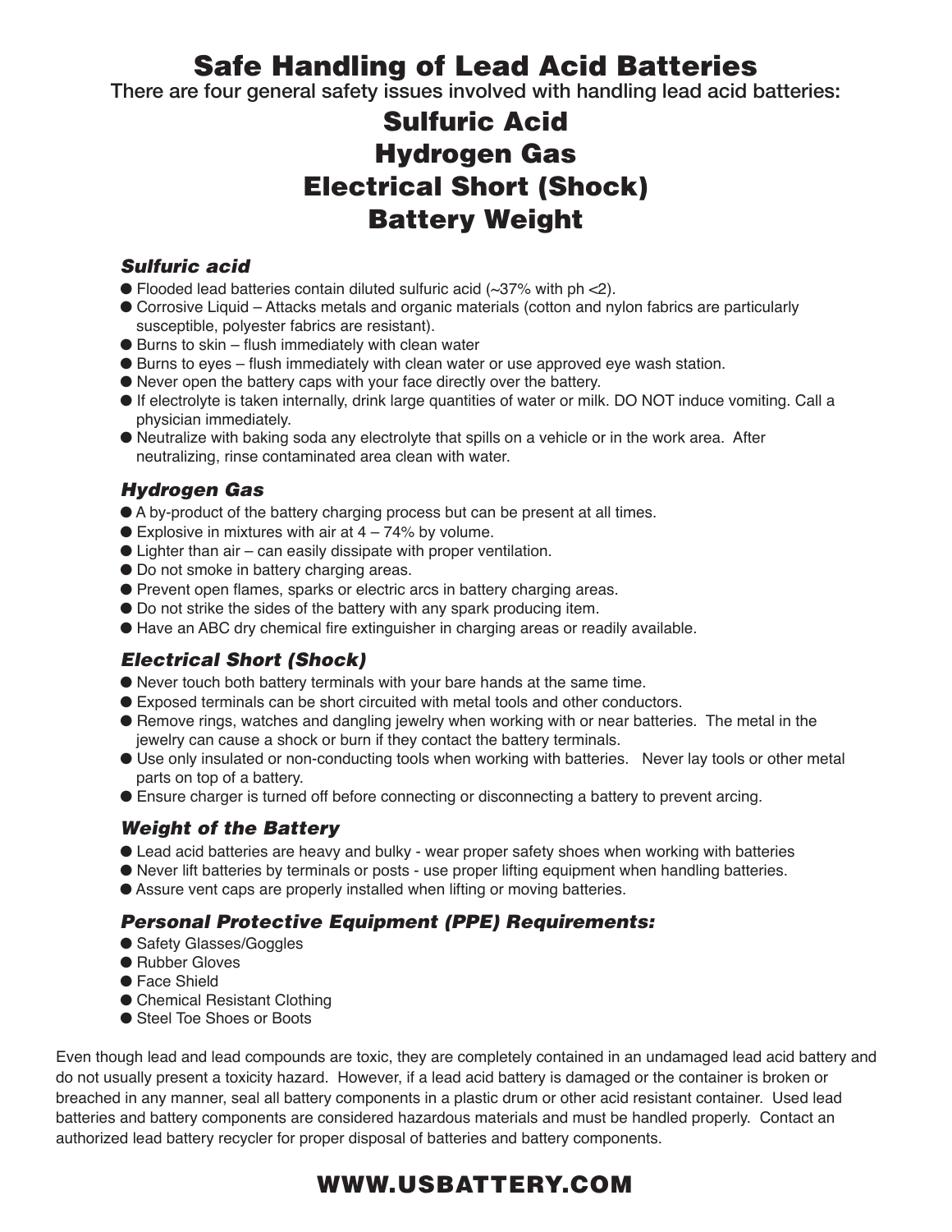# Safe Handling of Lead Acid Batteries

There are four general safety issues involved with handling lead acid batteries:

## Sulfuric Acid
## Hydrogen Gas
## Electrical Short (Shock)
## Battery Weight

### *Sulfuric acid*

- Flooded lead batteries contain diluted sulfuric acid (~37% with ph <2).
- Corrosive Liquid – Attacks metals and organic materials (cotton and nylon fabrics are particularly susceptible, polyester fabrics are resistant).
- Burns to skin – flush immediately with clean water
- Burns to eyes – flush immediately with clean water or use approved eye wash station.
- Never open the battery caps with your face directly over the battery.
- If electrolyte is taken internally, drink large quantities of water or milk. DO NOT induce vomiting. Call a physician immediately.
- Neutralize with baking soda any electrolyte that spills on a vehicle or in the work area. After neutralizing, rinse contaminated area clean with water.

### *Hydrogen Gas*

- A by-product of the battery charging process but can be present at all times.
- Explosive in mixtures with air at 4 – 74% by volume.
- Lighter than air – can easily dissipate with proper ventilation.
- Do not smoke in battery charging areas.
- Prevent open flames, sparks or electric arcs in battery charging areas.
- Do not strike the sides of the battery with any spark producing item.
- Have an ABC dry chemical fire extinguisher in charging areas or readily available.

### *Electrical Short (Shock)*

- Never touch both battery terminals with your bare hands at the same time.
- Exposed terminals can be short circuited with metal tools and other conductors.
- Remove rings, watches and dangling jewelry when working with or near batteries. The metal in the jewelry can cause a shock or burn if they contact the battery terminals.
- Use only insulated or non-conducting tools when working with batteries. Never lay tools or other metal parts on top of a battery.
- Ensure charger is turned off before connecting or disconnecting a battery to prevent arcing.

### *Weight of the Battery*

- Lead acid batteries are heavy and bulky - wear proper safety shoes when working with batteries
- Never lift batteries by terminals or posts - use proper lifting equipment when handling batteries.
- Assure vent caps are properly installed when lifting or moving batteries.

### *Personal Protective Equipment (PPE) Requirements:*

- Safety Glasses/Goggles
- Rubber Gloves
- Face Shield
- Chemical Resistant Clothing
- Steel Toe Shoes or Boots

Even though lead and lead compounds are toxic, they are completely contained in an undamaged lead acid battery and do not usually present a toxicity hazard. However, if a lead acid battery is damaged or the container is broken or breached in any manner, seal all battery components in a plastic drum or other acid resistant container. Used lead batteries and battery components are considered hazardous materials and must be handled properly. Contact an authorized lead battery recycler for proper disposal of batteries and battery components.

**WWW.USBATTERY.COM**